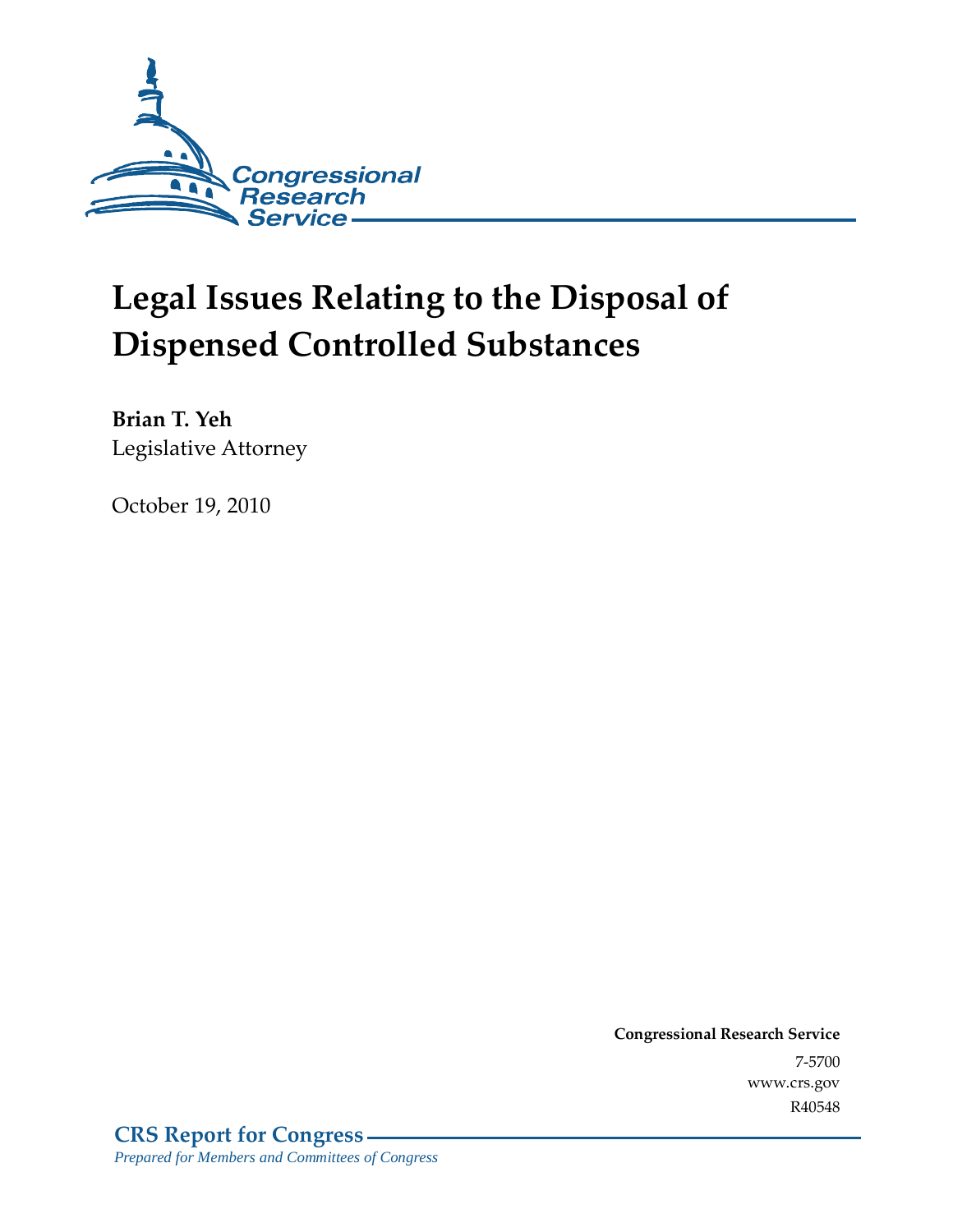Congressional Research Service

# Legal Issues Relating to the Disposal of Dispensed Controlled Substances

**Brian T. Yeh**
Legislative Attorney

October 19, 2010

**Congressional Research Service**
7-5700
www.crs.gov
R40548

**CRS Report for Congress**
*Prepared for Members and Committees of Congress*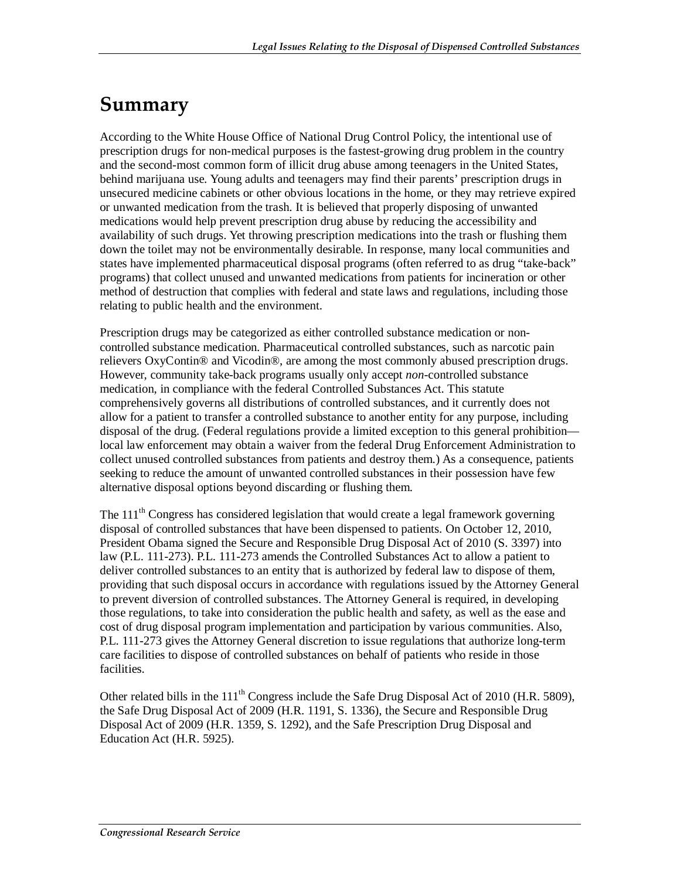# Summary

According to the White House Office of National Drug Control Policy, the intentional use of prescription drugs for non-medical purposes is the fastest-growing drug problem in the country and the second-most common form of illicit drug abuse among teenagers in the United States, behind marijuana use. Young adults and teenagers may find their parents' prescription drugs in unsecured medicine cabinets or other obvious locations in the home, or they may retrieve expired or unwanted medication from the trash. It is believed that properly disposing of unwanted medications would help prevent prescription drug abuse by reducing the accessibility and availability of such drugs. Yet throwing prescription medications into the trash or flushing them down the toilet may not be environmentally desirable. In response, many local communities and states have implemented pharmaceutical disposal programs (often referred to as drug "take-back" programs) that collect unused and unwanted medications from patients for incineration or other method of destruction that complies with federal and state laws and regulations, including those relating to public health and the environment.

Prescription drugs may be categorized as either controlled substance medication or non-controlled substance medication. Pharmaceutical controlled substances, such as narcotic pain relievers OxyContin® and Vicodin®, are among the most commonly abused prescription drugs. However, community take-back programs usually only accept *non*-controlled substance medication, in compliance with the federal Controlled Substances Act. This statute comprehensively governs all distributions of controlled substances, and it currently does not allow for a patient to transfer a controlled substance to another entity for any purpose, including disposal of the drug. (Federal regulations provide a limited exception to this general prohibition—local law enforcement may obtain a waiver from the federal Drug Enforcement Administration to collect unused controlled substances from patients and destroy them.) As a consequence, patients seeking to reduce the amount of unwanted controlled substances in their possession have few alternative disposal options beyond discarding or flushing them.

The 111th Congress has considered legislation that would create a legal framework governing disposal of controlled substances that have been dispensed to patients. On October 12, 2010, President Obama signed the Secure and Responsible Drug Disposal Act of 2010 (S. 3397) into law (P.L. 111-273). P.L. 111-273 amends the Controlled Substances Act to allow a patient to deliver controlled substances to an entity that is authorized by federal law to dispose of them, providing that such disposal occurs in accordance with regulations issued by the Attorney General to prevent diversion of controlled substances. The Attorney General is required, in developing those regulations, to take into consideration the public health and safety, as well as the ease and cost of drug disposal program implementation and participation by various communities. Also, P.L. 111-273 gives the Attorney General discretion to issue regulations that authorize long-term care facilities to dispose of controlled substances on behalf of patients who reside in those facilities.

Other related bills in the 111th Congress include the Safe Drug Disposal Act of 2010 (H.R. 5809), the Safe Drug Disposal Act of 2009 (H.R. 1191, S. 1336), the Secure and Responsible Drug Disposal Act of 2009 (H.R. 1359, S. 1292), and the Safe Prescription Drug Disposal and Education Act (H.R. 5925).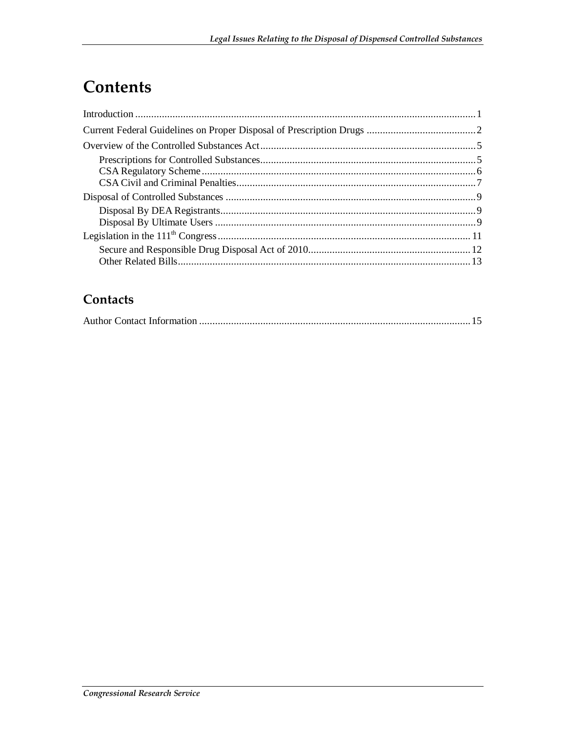# Contents

Introduction ... 1

Current Federal Guidelines on Proper Disposal of Prescription Drugs ... 2

Overview of the Controlled Substances Act ... 5

- Prescriptions for Controlled Substances ... 5
- CSA Regulatory Scheme ... 6
- CSA Civil and Criminal Penalties ... 7

Disposal of Controlled Substances ... 9

- Disposal By DEA Registrants ... 9
- Disposal By Ultimate Users ... 9

Legislation in the 111th Congress ... 11

- Secure and Responsible Drug Disposal Act of 2010 ... 12
- Other Related Bills ... 13

## Contacts

Author Contact Information ... 15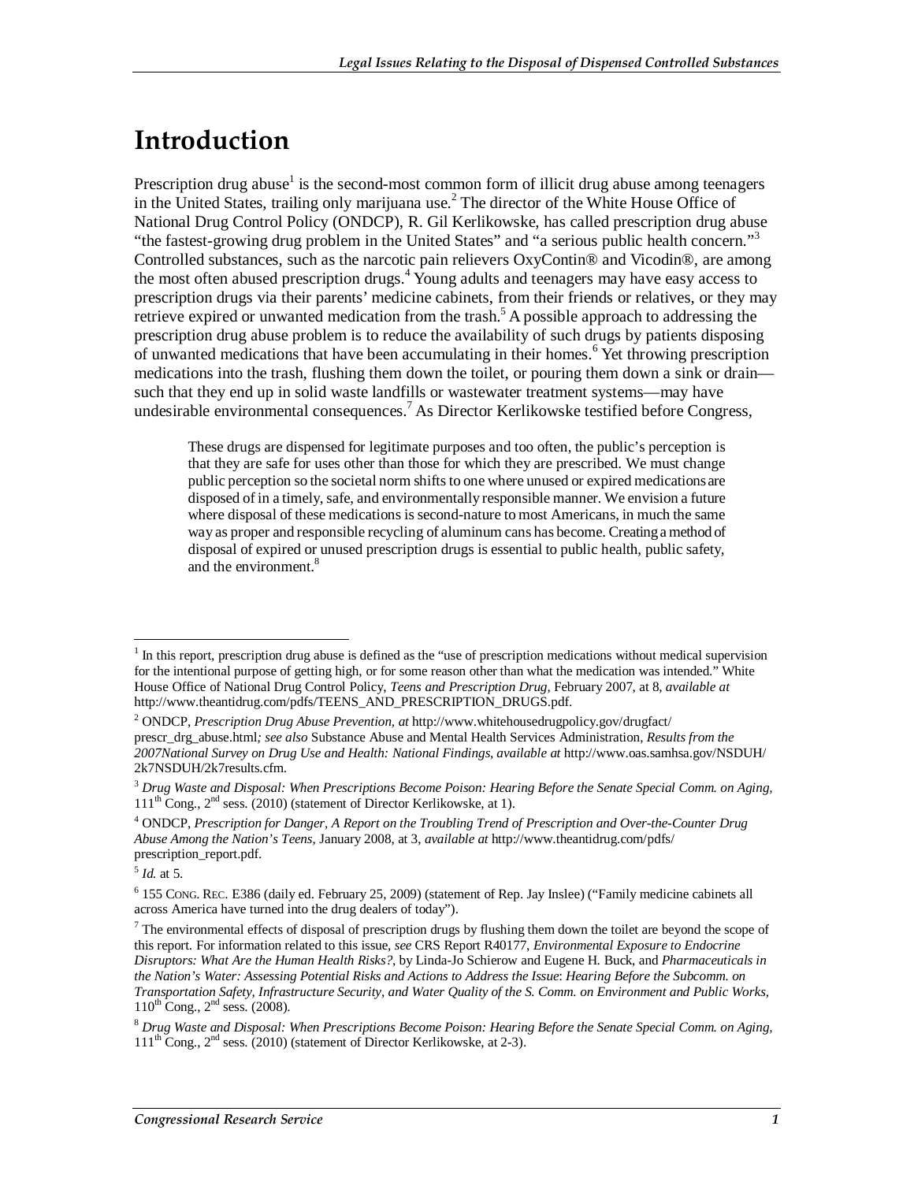# Introduction

Prescription drug abuse[1] is the second-most common form of illicit drug abuse among teenagers in the United States, trailing only marijuana use.[2] The director of the White House Office of National Drug Control Policy (ONDCP), R. Gil Kerlikowske, has called prescription drug abuse "the fastest-growing drug problem in the United States" and "a serious public health concern."[3] Controlled substances, such as the narcotic pain relievers OxyContin® and Vicodin®, are among the most often abused prescription drugs.[4] Young adults and teenagers may have easy access to prescription drugs via their parents' medicine cabinets, from their friends or relatives, or they may retrieve expired or unwanted medication from the trash.[5] A possible approach to addressing the prescription drug abuse problem is to reduce the availability of such drugs by patients disposing of unwanted medications that have been accumulating in their homes.[6] Yet throwing prescription medications into the trash, flushing them down the toilet, or pouring them down a sink or drain—such that they end up in solid waste landfills or wastewater treatment systems—may have undesirable environmental consequences.[7] As Director Kerlikowske testified before Congress,

> These drugs are dispensed for legitimate purposes and too often, the public's perception is that they are safe for uses other than those for which they are prescribed. We must change public perception so the societal norm shifts to one where unused or expired medications are disposed of in a timely, safe, and environmentally responsible manner. We envision a future where disposal of these medications is second-nature to most Americans, in much the same way as proper and responsible recycling of aluminum cans has become. Creating a method of disposal of expired or unused prescription drugs is essential to public health, public safety, and the environment.[8]

---

[1] In this report, prescription drug abuse is defined as the "use of prescription medications without medical supervision for the intentional purpose of getting high, or for some reason other than what the medication was intended." White House Office of National Drug Control Policy, *Teens and Prescription Drug*, February 2007, at 8, *available at* http://www.theantidrug.com/pdfs/TEENS_AND_PRESCRIPTION_DRUGS.pdf.

[2] ONDCP, *Prescription Drug Abuse Prevention, at* http://www.whitehousedrugpolicy.gov/drugfact/prescr_drg_abuse.html*; see also* Substance Abuse and Mental Health Services Administration, *Results from the 2007National Survey on Drug Use and Health: National Findings*, *available at* http://www.oas.samhsa.gov/NSDUH/2k7NSDUH/2k7results.cfm.

[3] *Drug Waste and Disposal: When Prescriptions Become Poison: Hearing Before the Senate Special Comm. on Aging,* 111th Cong., 2nd sess. (2010) (statement of Director Kerlikowske, at 1).

[4] ONDCP, *Prescription for Danger, A Report on the Troubling Trend of Prescription and Over-the-Counter Drug Abuse Among the Nation's Teens*, January 2008, at 3, *available at* http://www.theantidrug.com/pdfs/prescription_report.pdf.

[5] *Id.* at 5.

[6] 155 CONG. REC. E386 (daily ed. February 25, 2009) (statement of Rep. Jay Inslee) ("Family medicine cabinets all across America have turned into the drug dealers of today").

[7] The environmental effects of disposal of prescription drugs by flushing them down the toilet are beyond the scope of this report. For information related to this issue, *see* CRS Report R40177, *Environmental Exposure to Endocrine Disruptors: What Are the Human Health Risks?*, by Linda-Jo Schierow and Eugene H. Buck, and *Pharmaceuticals in the Nation's Water: Assessing Potential Risks and Actions to Address the Issue*: *Hearing Before the Subcomm. on Transportation Safety, Infrastructure Security, and Water Quality of the S. Comm. on Environment and Public Works,* 110th Cong., 2nd sess. (2008).

[8] *Drug Waste and Disposal: When Prescriptions Become Poison: Hearing Before the Senate Special Comm. on Aging,* 111th Cong., 2nd sess. (2010) (statement of Director Kerlikowske, at 2-3).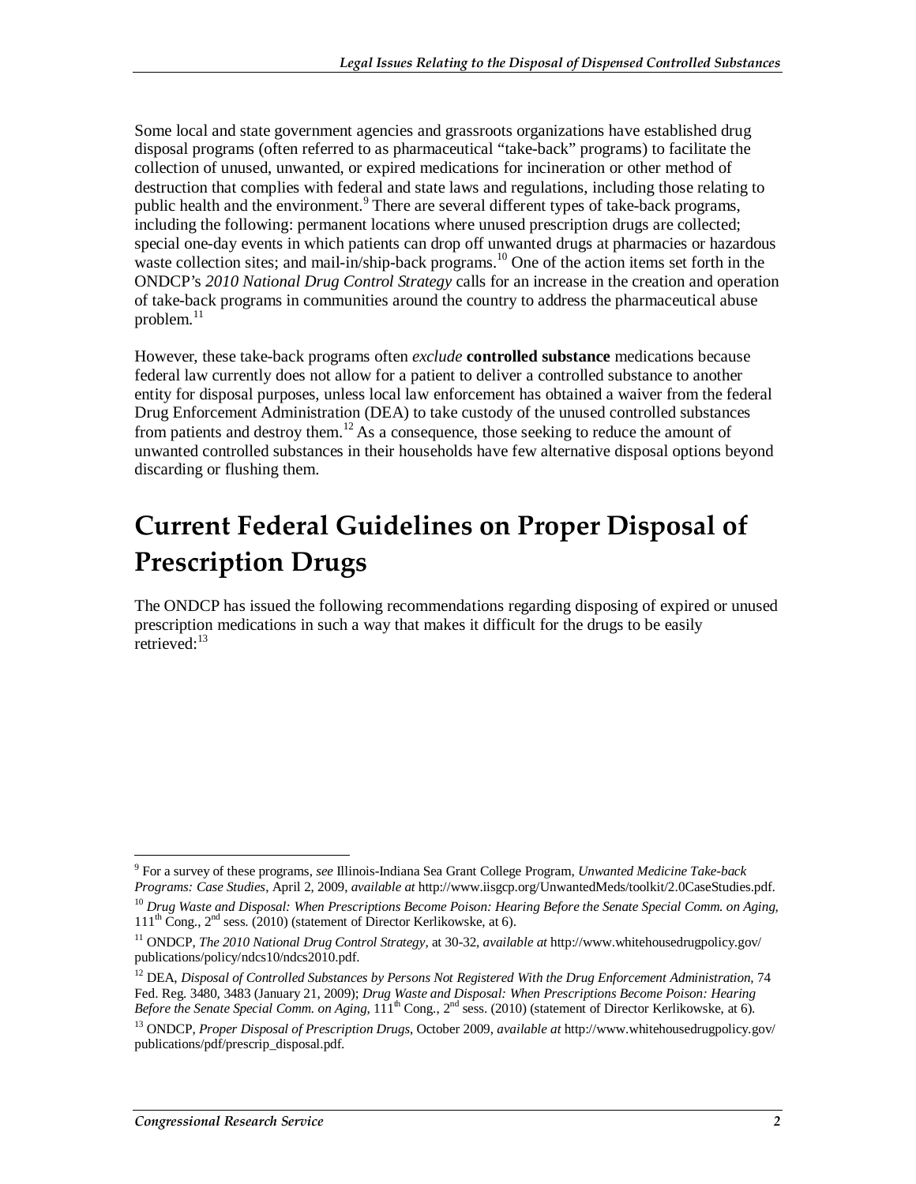Some local and state government agencies and grassroots organizations have established drug disposal programs (often referred to as pharmaceutical "take-back" programs) to facilitate the collection of unused, unwanted, or expired medications for incineration or other method of destruction that complies with federal and state laws and regulations, including those relating to public health and the environment.[9] There are several different types of take-back programs, including the following: permanent locations where unused prescription drugs are collected; special one-day events in which patients can drop off unwanted drugs at pharmacies or hazardous waste collection sites; and mail-in/ship-back programs.[10] One of the action items set forth in the ONDCP's *2010 National Drug Control Strategy* calls for an increase in the creation and operation of take-back programs in communities around the country to address the pharmaceutical abuse problem.[11]

However, these take-back programs often *exclude* **controlled substance** medications because federal law currently does not allow for a patient to deliver a controlled substance to another entity for disposal purposes, unless local law enforcement has obtained a waiver from the federal Drug Enforcement Administration (DEA) to take custody of the unused controlled substances from patients and destroy them.[12] As a consequence, those seeking to reduce the amount of unwanted controlled substances in their households have few alternative disposal options beyond discarding or flushing them.

# Current Federal Guidelines on Proper Disposal of Prescription Drugs

The ONDCP has issued the following recommendations regarding disposing of expired or unused prescription medications in such a way that makes it difficult for the drugs to be easily retrieved:[13]

---

[9] For a survey of these programs, *see* Illinois-Indiana Sea Grant College Program, *Unwanted Medicine Take-back Programs: Case Studies*, April 2, 2009, *available at* http://www.iisgcp.org/UnwantedMeds/toolkit/2.0CaseStudies.pdf.

[10] *Drug Waste and Disposal: When Prescriptions Become Poison: Hearing Before the Senate Special Comm. on Aging,* 111th Cong., 2nd sess. (2010) (statement of Director Kerlikowske, at 6).

[11] ONDCP, *The 2010 National Drug Control Strategy,* at 30-32, *available at* http://www.whitehousedrugpolicy.gov/publications/policy/ndcs10/ndcs2010.pdf.

[12] DEA, *Disposal of Controlled Substances by Persons Not Registered With the Drug Enforcement Administration,* 74 Fed. Reg. 3480, 3483 (January 21, 2009); *Drug Waste and Disposal: When Prescriptions Become Poison: Hearing Before the Senate Special Comm. on Aging,* 111th Cong., 2nd sess. (2010) (statement of Director Kerlikowske, at 6).

[13] ONDCP, *Proper Disposal of Prescription Drugs*, October 2009, *available at* http://www.whitehousedrugpolicy.gov/publications/pdf/prescrip_disposal.pdf.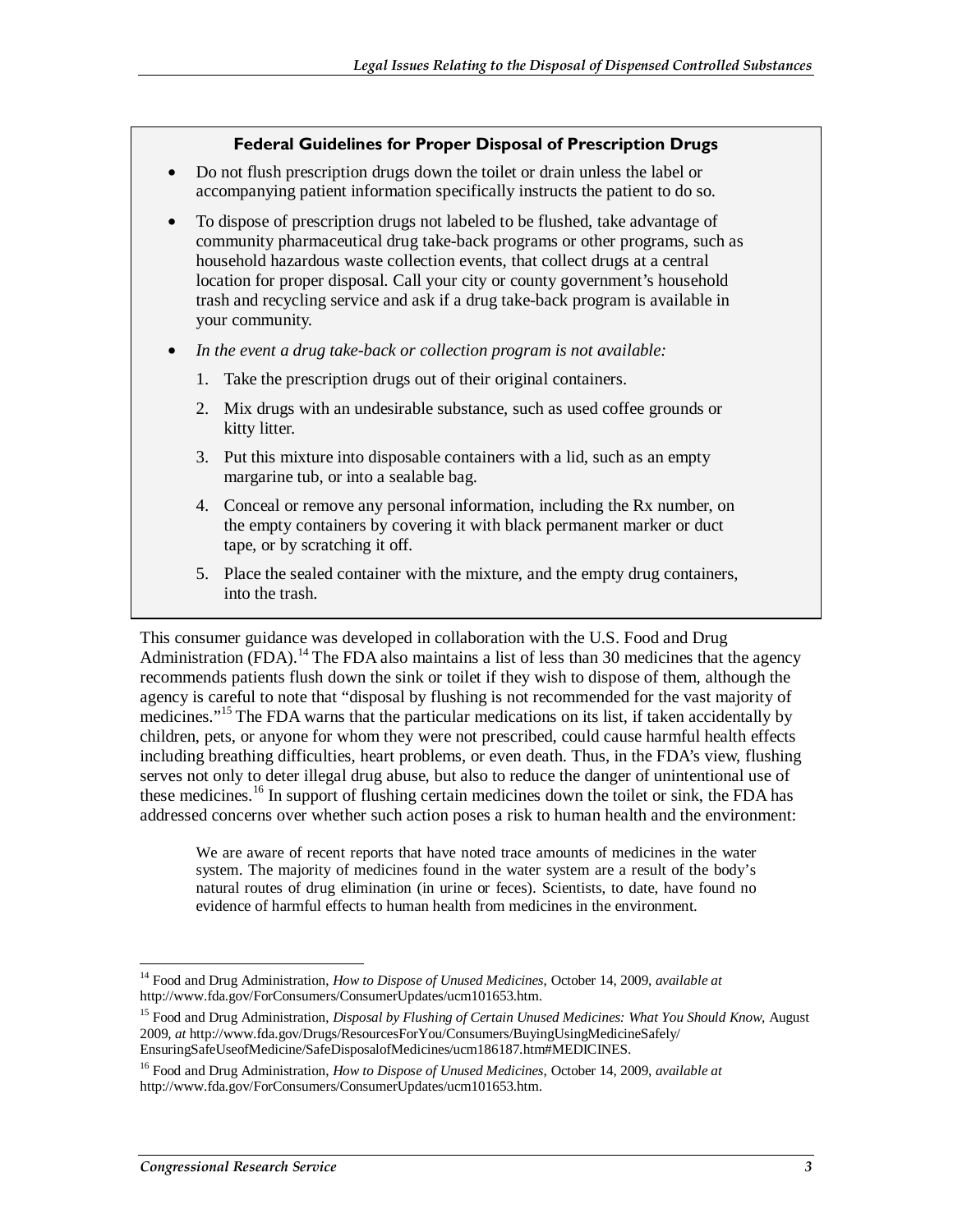**Federal Guidelines for Proper Disposal of Prescription Drugs**

- Do not flush prescription drugs down the toilet or drain unless the label or accompanying patient information specifically instructs the patient to do so.
- To dispose of prescription drugs not labeled to be flushed, take advantage of community pharmaceutical drug take-back programs or other programs, such as household hazardous waste collection events, that collect drugs at a central location for proper disposal. Call your city or county government's household trash and recycling service and ask if a drug take-back program is available in your community.
- *In the event a drug take-back or collection program is not available:*
  1. Take the prescription drugs out of their original containers.
  2. Mix drugs with an undesirable substance, such as used coffee grounds or kitty litter.
  3. Put this mixture into disposable containers with a lid, such as an empty margarine tub, or into a sealable bag.
  4. Conceal or remove any personal information, including the Rx number, on the empty containers by covering it with black permanent marker or duct tape, or by scratching it off.
  5. Place the sealed container with the mixture, and the empty drug containers, into the trash.

This consumer guidance was developed in collaboration with the U.S. Food and Drug Administration (FDA).[14] The FDA also maintains a list of less than 30 medicines that the agency recommends patients flush down the sink or toilet if they wish to dispose of them, although the agency is careful to note that "disposal by flushing is not recommended for the vast majority of medicines."[15] The FDA warns that the particular medications on its list, if taken accidentally by children, pets, or anyone for whom they were not prescribed, could cause harmful health effects including breathing difficulties, heart problems, or even death. Thus, in the FDA's view, flushing serves not only to deter illegal drug abuse, but also to reduce the danger of unintentional use of these medicines.[16] In support of flushing certain medicines down the toilet or sink, the FDA has addressed concerns over whether such action poses a risk to human health and the environment:

> We are aware of recent reports that have noted trace amounts of medicines in the water system. The majority of medicines found in the water system are a result of the body's natural routes of drug elimination (in urine or feces). Scientists, to date, have found no evidence of harmful effects to human health from medicines in the environment.

---

[14] Food and Drug Administration, *How to Dispose of Unused Medicines*, October 14, 2009, *available at* http://www.fda.gov/ForConsumers/ConsumerUpdates/ucm101653.htm.

[15] Food and Drug Administration, *Disposal by Flushing of Certain Unused Medicines: What You Should Know*, August 2009, *at* http://www.fda.gov/Drugs/ResourcesForYou/Consumers/BuyingUsingMedicineSafely/EnsuringSafeUseofMedicine/SafeDisposalofMedicines/ucm186187.htm#MEDICINES.

[16] Food and Drug Administration, *How to Dispose of Unused Medicines*, October 14, 2009, *available at* http://www.fda.gov/ForConsumers/ConsumerUpdates/ucm101653.htm.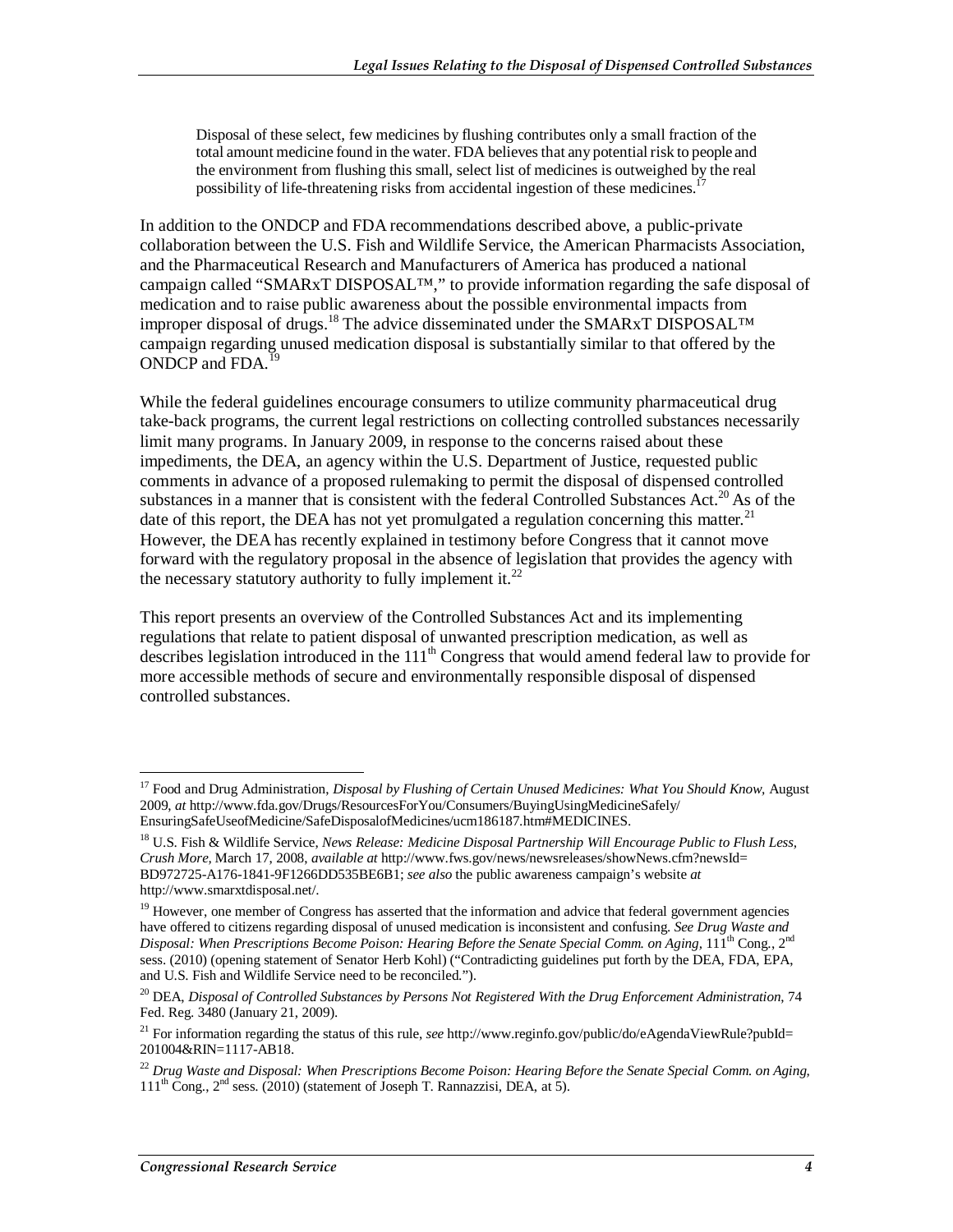> Disposal of these select, few medicines by flushing contributes only a small fraction of the total amount medicine found in the water. FDA believes that any potential risk to people and the environment from flushing this small, select list of medicines is outweighed by the real possibility of life-threatening risks from accidental ingestion of these medicines.[17]

In addition to the ONDCP and FDA recommendations described above, a public-private collaboration between the U.S. Fish and Wildlife Service, the American Pharmacists Association, and the Pharmaceutical Research and Manufacturers of America has produced a national campaign called "SMARxT DISPOSAL™," to provide information regarding the safe disposal of medication and to raise public awareness about the possible environmental impacts from improper disposal of drugs.[18] The advice disseminated under the SMARxT DISPOSAL™ campaign regarding unused medication disposal is substantially similar to that offered by the ONDCP and FDA.[19]

While the federal guidelines encourage consumers to utilize community pharmaceutical drug take-back programs, the current legal restrictions on collecting controlled substances necessarily limit many programs. In January 2009, in response to the concerns raised about these impediments, the DEA, an agency within the U.S. Department of Justice, requested public comments in advance of a proposed rulemaking to permit the disposal of dispensed controlled substances in a manner that is consistent with the federal Controlled Substances Act.[20] As of the date of this report, the DEA has not yet promulgated a regulation concerning this matter.[21] However, the DEA has recently explained in testimony before Congress that it cannot move forward with the regulatory proposal in the absence of legislation that provides the agency with the necessary statutory authority to fully implement it.[22]

This report presents an overview of the Controlled Substances Act and its implementing regulations that relate to patient disposal of unwanted prescription medication, as well as describes legislation introduced in the 111th Congress that would amend federal law to provide for more accessible methods of secure and environmentally responsible disposal of dispensed controlled substances.

---

[17] Food and Drug Administration, *Disposal by Flushing of Certain Unused Medicines: What You Should Know*, August 2009, *at* http://www.fda.gov/Drugs/ResourcesForYou/Consumers/BuyingUsingMedicineSafely/EnsuringSafeUseofMedicine/SafeDisposalofMedicines/ucm186187.htm#MEDICINES.

[18] U.S. Fish & Wildlife Service, *News Release: Medicine Disposal Partnership Will Encourage Public to Flush Less, Crush More*, March 17, 2008, *available at* http://www.fws.gov/news/newsreleases/showNews.cfm?newsId=BD972725-A176-1841-9F1266DD535BE6B1; *see also* the public awareness campaign's website *at* http://www.smarxtdisposal.net/.

[19] However, one member of Congress has asserted that the information and advice that federal government agencies have offered to citizens regarding disposal of unused medication is inconsistent and confusing. *See Drug Waste and Disposal: When Prescriptions Become Poison: Hearing Before the Senate Special Comm. on Aging*, 111th Cong., 2nd sess. (2010) (opening statement of Senator Herb Kohl) ("Contradicting guidelines put forth by the DEA, FDA, EPA, and U.S. Fish and Wildlife Service need to be reconciled.").

[20] DEA, *Disposal of Controlled Substances by Persons Not Registered With the Drug Enforcement Administration*, 74 Fed. Reg. 3480 (January 21, 2009).

[21] For information regarding the status of this rule, *see* http://www.reginfo.gov/public/do/eAgendaViewRule?pubId=201004&RIN=1117-AB18.

[22] *Drug Waste and Disposal: When Prescriptions Become Poison: Hearing Before the Senate Special Comm. on Aging*, 111th Cong., 2nd sess. (2010) (statement of Joseph T. Rannazzisi, DEA, at 5).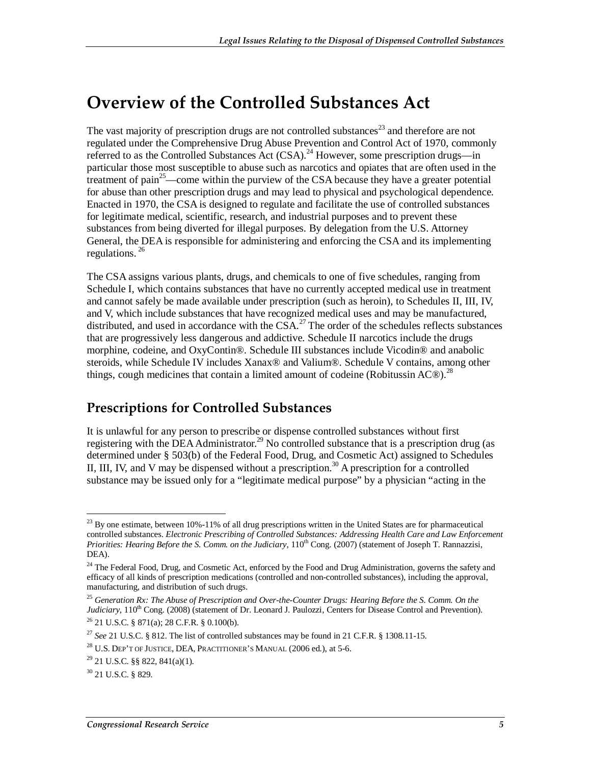# Overview of the Controlled Substances Act

The vast majority of prescription drugs are not controlled substances[23] and therefore are not regulated under the Comprehensive Drug Abuse Prevention and Control Act of 1970, commonly referred to as the Controlled Substances Act (CSA).[24] However, some prescription drugs—in particular those most susceptible to abuse such as narcotics and opiates that are often used in the treatment of pain[25]—come within the purview of the CSA because they have a greater potential for abuse than other prescription drugs and may lead to physical and psychological dependence. Enacted in 1970, the CSA is designed to regulate and facilitate the use of controlled substances for legitimate medical, scientific, research, and industrial purposes and to prevent these substances from being diverted for illegal purposes. By delegation from the U.S. Attorney General, the DEA is responsible for administering and enforcing the CSA and its implementing regulations.[26]

The CSA assigns various plants, drugs, and chemicals to one of five schedules, ranging from Schedule I, which contains substances that have no currently accepted medical use in treatment and cannot safely be made available under prescription (such as heroin), to Schedules II, III, IV, and V, which include substances that have recognized medical uses and may be manufactured, distributed, and used in accordance with the CSA.[27] The order of the schedules reflects substances that are progressively less dangerous and addictive. Schedule II narcotics include the drugs morphine, codeine, and OxyContin®. Schedule III substances include Vicodin® and anabolic steroids, while Schedule IV includes Xanax® and Valium®. Schedule V contains, among other things, cough medicines that contain a limited amount of codeine (Robitussin AC®).[28]

## Prescriptions for Controlled Substances

It is unlawful for any person to prescribe or dispense controlled substances without first registering with the DEA Administrator.[29] No controlled substance that is a prescription drug (as determined under § 503(b) of the Federal Food, Drug, and Cosmetic Act) assigned to Schedules II, III, IV, and V may be dispensed without a prescription.[30] A prescription for a controlled substance may be issued only for a "legitimate medical purpose" by a physician "acting in the

---

[23] By one estimate, between 10%-11% of all drug prescriptions written in the United States are for pharmaceutical controlled substances. *Electronic Prescribing of Controlled Substances: Addressing Health Care and Law Enforcement Priorities: Hearing Before the S. Comm. on the Judiciary*, 110th Cong. (2007) (statement of Joseph T. Rannazzisi, DEA).

[24] The Federal Food, Drug, and Cosmetic Act, enforced by the Food and Drug Administration, governs the safety and efficacy of all kinds of prescription medications (controlled and non-controlled substances), including the approval, manufacturing, and distribution of such drugs.

[25] *Generation Rx: The Abuse of Prescription and Over-the-Counter Drugs: Hearing Before the S. Comm. On the Judiciary*, 110th Cong. (2008) (statement of Dr. Leonard J. Paulozzi, Centers for Disease Control and Prevention).

[26] 21 U.S.C. § 871(a); 28 C.F.R. § 0.100(b).

[27] *See* 21 U.S.C. § 812. The list of controlled substances may be found in 21 C.F.R. § 1308.11-15.

[28] U.S. DEP'T OF JUSTICE, DEA, PRACTITIONER'S MANUAL (2006 ed.), at 5-6.

[29] 21 U.S.C. §§ 822, 841(a)(1).

[30] 21 U.S.C. § 829.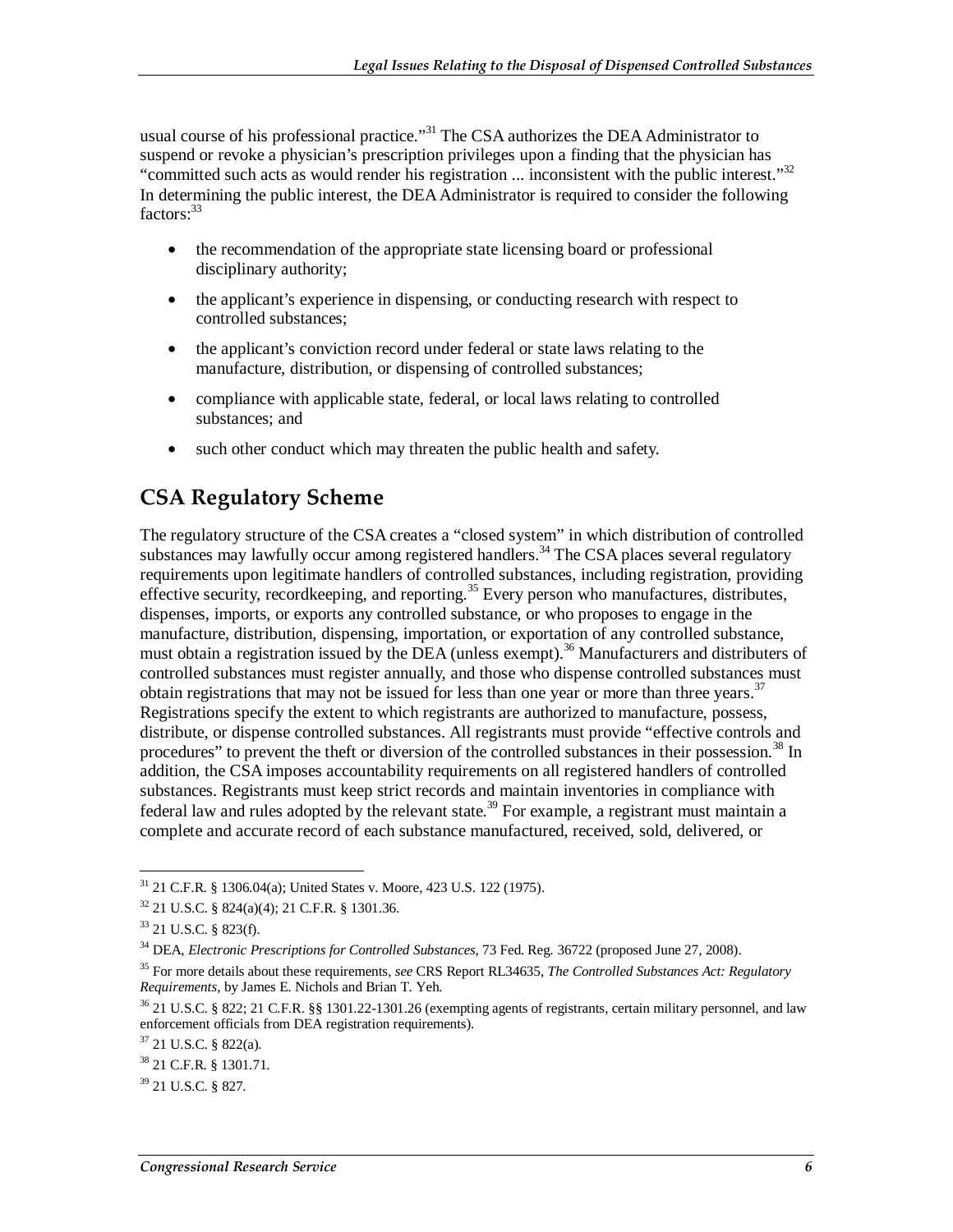usual course of his professional practice."[31] The CSA authorizes the DEA Administrator to suspend or revoke a physician's prescription privileges upon a finding that the physician has "committed such acts as would render his registration ... inconsistent with the public interest."[32] In determining the public interest, the DEA Administrator is required to consider the following factors:[33]

- the recommendation of the appropriate state licensing board or professional disciplinary authority;
- the applicant's experience in dispensing, or conducting research with respect to controlled substances;
- the applicant's conviction record under federal or state laws relating to the manufacture, distribution, or dispensing of controlled substances;
- compliance with applicable state, federal, or local laws relating to controlled substances; and
- such other conduct which may threaten the public health and safety.

## CSA Regulatory Scheme

The regulatory structure of the CSA creates a "closed system" in which distribution of controlled substances may lawfully occur among registered handlers.[34] The CSA places several regulatory requirements upon legitimate handlers of controlled substances, including registration, providing effective security, recordkeeping, and reporting.[35] Every person who manufactures, distributes, dispenses, imports, or exports any controlled substance, or who proposes to engage in the manufacture, distribution, dispensing, importation, or exportation of any controlled substance, must obtain a registration issued by the DEA (unless exempt).[36] Manufacturers and distributers of controlled substances must register annually, and those who dispense controlled substances must obtain registrations that may not be issued for less than one year or more than three years.[37] Registrations specify the extent to which registrants are authorized to manufacture, possess, distribute, or dispense controlled substances. All registrants must provide "effective controls and procedures" to prevent the theft or diversion of the controlled substances in their possession.[38] In addition, the CSA imposes accountability requirements on all registered handlers of controlled substances. Registrants must keep strict records and maintain inventories in compliance with federal law and rules adopted by the relevant state.[39] For example, a registrant must maintain a complete and accurate record of each substance manufactured, received, sold, delivered, or

---

[31] 21 C.F.R. § 1306.04(a); United States v. Moore, 423 U.S. 122 (1975).

[32] 21 U.S.C. § 824(a)(4); 21 C.F.R. § 1301.36.

[33] 21 U.S.C. § 823(f).

[34] DEA, *Electronic Prescriptions for Controlled Substances*, 73 Fed. Reg. 36722 (proposed June 27, 2008).

[35] For more details about these requirements, *see* CRS Report RL34635, *The Controlled Substances Act: Regulatory Requirements*, by James E. Nichols and Brian T. Yeh.

[36] 21 U.S.C. § 822; 21 C.F.R. §§ 1301.22-1301.26 (exempting agents of registrants, certain military personnel, and law enforcement officials from DEA registration requirements).

[37] 21 U.S.C. § 822(a).

[38] 21 C.F.R. § 1301.71.

[39] 21 U.S.C. § 827.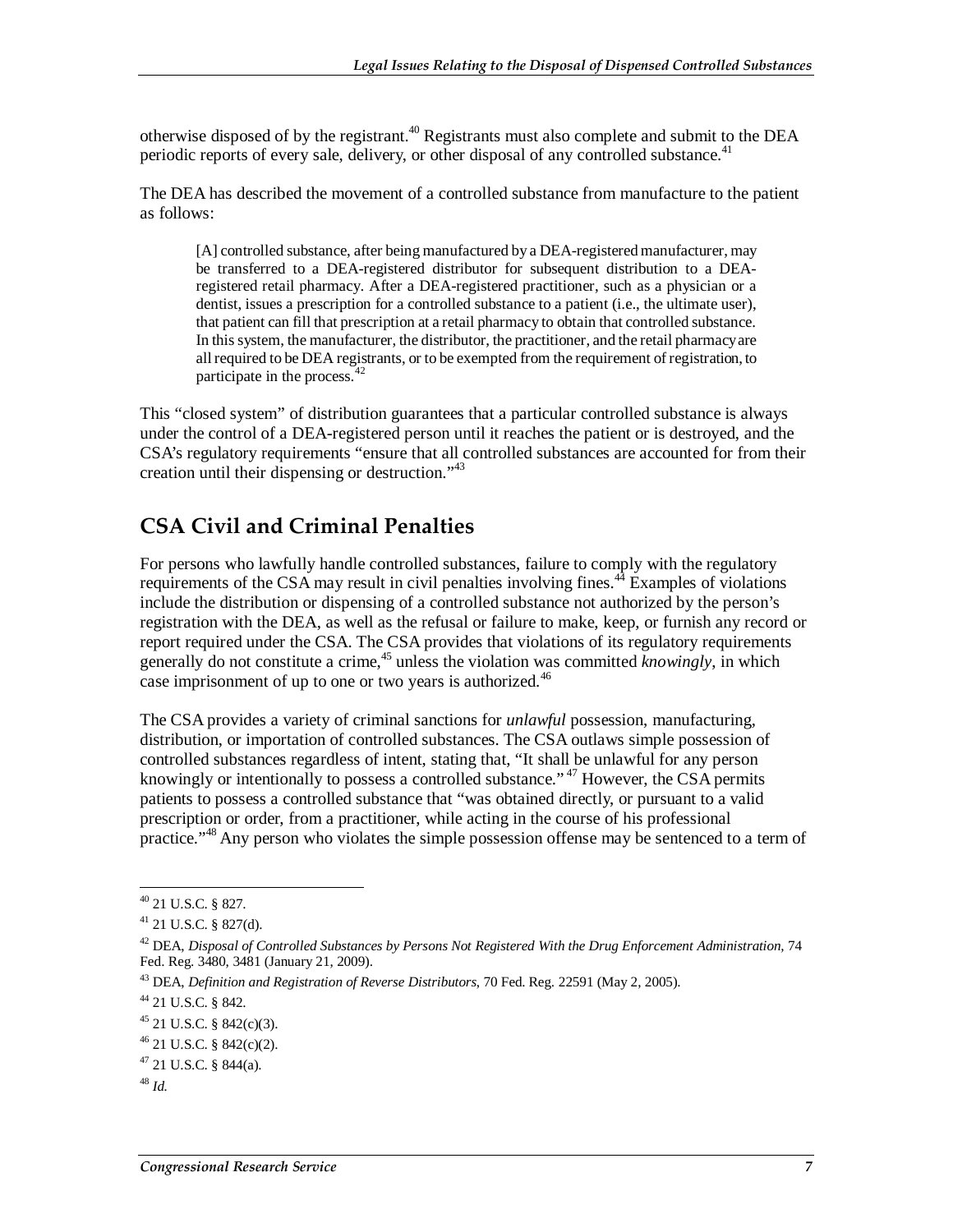otherwise disposed of by the registrant.[40] Registrants must also complete and submit to the DEA periodic reports of every sale, delivery, or other disposal of any controlled substance.[41]

The DEA has described the movement of a controlled substance from manufacture to the patient as follows:

> [A] controlled substance, after being manufactured by a DEA-registered manufacturer, may be transferred to a DEA-registered distributor for subsequent distribution to a DEA-registered retail pharmacy. After a DEA-registered practitioner, such as a physician or a dentist, issues a prescription for a controlled substance to a patient (i.e., the ultimate user), that patient can fill that prescription at a retail pharmacy to obtain that controlled substance. In this system, the manufacturer, the distributor, the practitioner, and the retail pharmacy are all required to be DEA registrants, or to be exempted from the requirement of registration, to participate in the process.[42]

This "closed system" of distribution guarantees that a particular controlled substance is always under the control of a DEA-registered person until it reaches the patient or is destroyed, and the CSA's regulatory requirements "ensure that all controlled substances are accounted for from their creation until their dispensing or destruction."[43]

## CSA Civil and Criminal Penalties

For persons who lawfully handle controlled substances, failure to comply with the regulatory requirements of the CSA may result in civil penalties involving fines.[44] Examples of violations include the distribution or dispensing of a controlled substance not authorized by the person's registration with the DEA, as well as the refusal or failure to make, keep, or furnish any record or report required under the CSA. The CSA provides that violations of its regulatory requirements generally do not constitute a crime,[45] unless the violation was committed *knowingly*, in which case imprisonment of up to one or two years is authorized.[46]

The CSA provides a variety of criminal sanctions for *unlawful* possession, manufacturing, distribution, or importation of controlled substances. The CSA outlaws simple possession of controlled substances regardless of intent, stating that, "It shall be unlawful for any person knowingly or intentionally to possess a controlled substance."[47] However, the CSA permits patients to possess a controlled substance that "was obtained directly, or pursuant to a valid prescription or order, from a practitioner, while acting in the course of his professional practice."[48] Any person who violates the simple possession offense may be sentenced to a term of

---

[40] 21 U.S.C. § 827.

[41] 21 U.S.C. § 827(d).

[42] DEA, *Disposal of Controlled Substances by Persons Not Registered With the Drug Enforcement Administration,* 74 Fed. Reg. 3480, 3481 (January 21, 2009).

[43] DEA, *Definition and Registration of Reverse Distributors*, 70 Fed. Reg. 22591 (May 2, 2005).

[44] 21 U.S.C. § 842.

[45] 21 U.S.C. § 842(c)(3).

[46] 21 U.S.C. § 842(c)(2).

[47] 21 U.S.C. § 844(a).

[48] *Id.*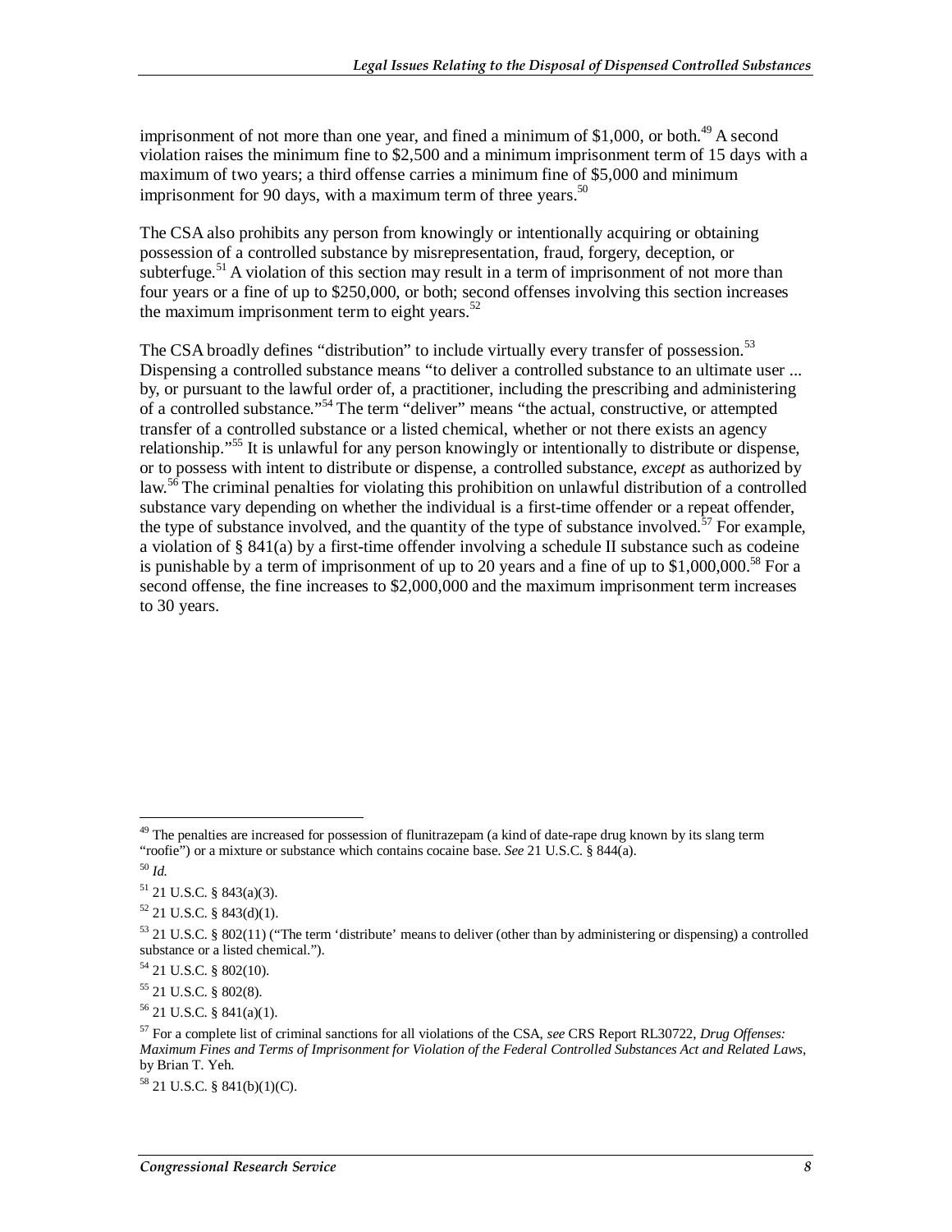imprisonment of not more than one year, and fined a minimum of $1,000, or both.[49] A second violation raises the minimum fine to $2,500 and a minimum imprisonment term of 15 days with a maximum of two years; third offense carries a minimum fine of $5,000 and minimum imprisonment for 90 days, with a maximum term of three years.[50]

The CSA also prohibits any person from knowingly or intentionally acquiring or obtaining possession of a controlled substance by misrepresentation, fraud, forgery, deception, or subterfuge.[51] A violation of this section may result in a term of imprisonment of not more than four years or a fine of up to $250,000, or both; second offenses involving this section increases the maximum imprisonment term to eight years.[52]

The CSA broadly defines "distribution" to include virtually every transfer of possession.[53] Dispensing a controlled substance means "to deliver a controlled substance to an ultimate user ... by, or pursuant to the lawful order of, a practitioner, including the prescribing and administering of a controlled substance."[54] The term "deliver" means "the actual, constructive, or attempted transfer of a controlled substance or a listed chemical, whether or not there exists an agency relationship."[55] It is unlawful for any person knowingly or intentionally to distribute or dispense, or to possess with intent to distribute or dispense, a controlled substance, *except* as authorized by law.[56] The criminal penalties for violating this prohibition on unlawful distribution of a controlled substance vary depending on whether the individual is a first-time offender or a repeat offender, the type of substance involved, and the quantity of the type of substance involved.[57] For example, a violation of § 841(a) by a first-time offender involving a schedule II substance such as codeine is punishable by a term of imprisonment of up to 20 years and a fine of up to $1,000,000.[58] For a second offense, the fine increases to $2,000,000 and the maximum imprisonment term increases to 30 years.

---

[49] The penalties are increased for possession of flunitrazepam (a kind of date-rape drug known by its slang term "roofie") or a mixture or substance which contains cocaine base. *See* 21 U.S.C. § 844(a).

[50] *Id.*

[51] 21 U.S.C. § 843(a)(3).

[52] 21 U.S.C. § 843(d)(1).

[53] 21 U.S.C. § 802(11) ("The term 'distribute' means to deliver (other than by administering or dispensing) a controlled substance or a listed chemical.").

[54] 21 U.S.C. § 802(10).

[55] 21 U.S.C. § 802(8).

[56] 21 U.S.C. § 841(a)(1).

[57] For a complete list of criminal sanctions for all violations of the CSA, *see* CRS Report RL30722, *Drug Offenses: Maximum Fines and Terms of Imprisonment for Violation of the Federal Controlled Substances Act and Related Laws*, by Brian T. Yeh.

[58] 21 U.S.C. § 841(b)(1)(C).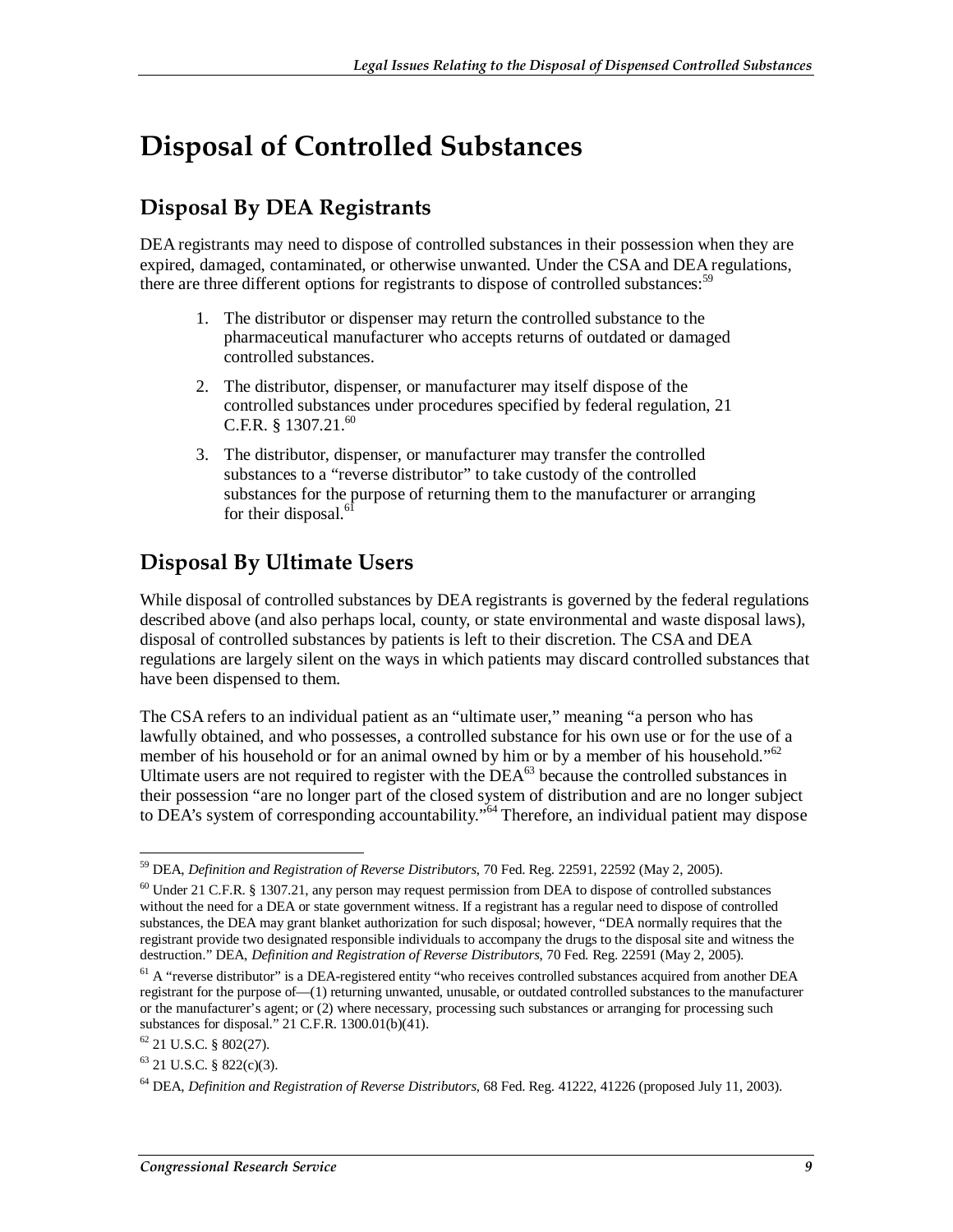# Disposal of Controlled Substances

## Disposal By DEA Registrants

DEA registrants may need to dispose of controlled substances in their possession when they are expired, damaged, contaminated, or otherwise unwanted. Under the CSA and DEA regulations, there are three different options for registrants to dispose of controlled substances:[59]

1. The distributor or dispenser may return the controlled substance to the pharmaceutical manufacturer who accepts returns of outdated or damaged controlled substances.
2. The distributor, dispenser, or manufacturer may itself dispose of the controlled substances under procedures specified by federal regulation, 21 C.F.R. § 1307.21.[60]
3. The distributor, dispenser, or manufacturer may transfer the controlled substances to a "reverse distributor" to take custody of the controlled substances for the purpose of returning them to the manufacturer or arranging for their disposal.[61]

## Disposal By Ultimate Users

While disposal of controlled substances by DEA registrants is governed by the federal regulations described above (and also perhaps local, county, or state environmental and waste disposal laws), disposal of controlled substances by patients is left to their discretion. The CSA and DEA regulations are largely silent on the ways in which patients may discard controlled substances that have been dispensed to them.

The CSA refers to an individual patient as an "ultimate user," meaning "a person who has lawfully obtained, and who possesses, a controlled substance for his own use or for the use of a member of his household or for an animal owned by him or by a member of his household."[62] Ultimate users are not required to register with the DEA[63] because the controlled substances in their possession "are no longer part of the closed system of distribution and are no longer subject to DEA's system of corresponding accountability."[64] Therefore, an individual patient may dispose

---

[59] DEA, *Definition and Registration of Reverse Distributors*, 70 Fed. Reg. 22591, 22592 (May 2, 2005).

[60] Under 21 C.F.R. § 1307.21, any person may request permission from DEA to dispose of controlled substances without the need for a DEA or state government witness. If a registrant has a regular need to dispose of controlled substances, the DEA may grant blanket authorization for such disposal; however, "DEA normally requires that the registrant provide two designated responsible individuals to accompany the drugs to the disposal site and witness the destruction." DEA, *Definition and Registration of Reverse Distributors*, 70 Fed. Reg. 22591 (May 2, 2005).

[61] A "reverse distributor" is a DEA-registered entity "who receives controlled substances acquired from another DEA registrant for the purpose of—(1) returning unwanted, unusable, or outdated controlled substances to the manufacturer or the manufacturer's agent; or (2) where necessary, processing such substances or arranging for processing such substances for disposal." 21 C.F.R. 1300.01(b)(41).

[62] 21 U.S.C. § 802(27).

[63] 21 U.S.C. § 822(c)(3).

[64] DEA, *Definition and Registration of Reverse Distributors*, 68 Fed. Reg. 41222, 41226 (proposed July 11, 2003).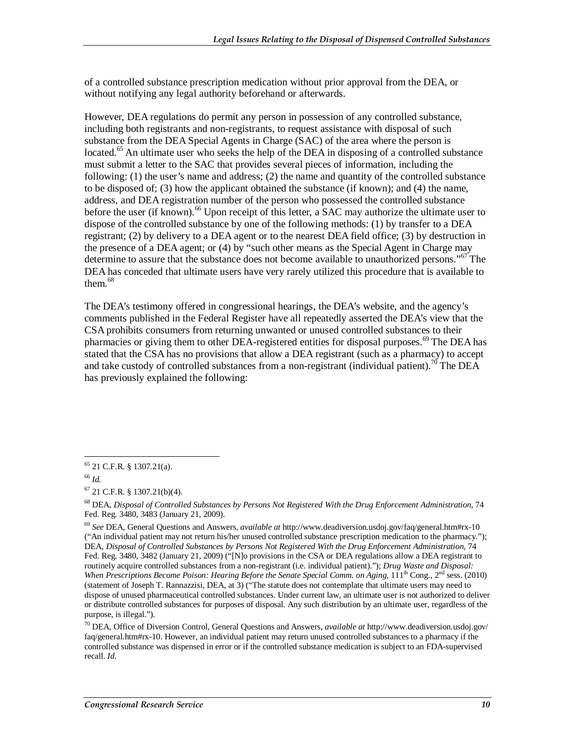of a controlled substance prescription medication without prior approval from the DEA, or without notifying any legal authority beforehand or afterwards.

However, DEA regulations do permit any person in possession of any controlled substance, including both registrants and non-registrants, to request assistance with disposal of such substance from the DEA Special Agents in Charge (SAC) of the area where the person is located.[65] An ultimate user who seeks the help of the DEA in disposing of a controlled substance must submit a letter to the SAC that provides several pieces of information, including the following: (1) the user's name and address; (2) the name and quantity of the controlled substance to be disposed of; (3) how the applicant obtained the substance (if known); and (4) the name, address, and DEA registration number of the person who possessed the controlled substance before the user (if known).[66] Upon receipt of this letter, a SAC may authorize the ultimate user to dispose of the controlled substance by one of the following methods: (1) by transfer to a DEA registrant; (2) by delivery to a DEA agent or to the nearest DEA field office; (3) by destruction in the presence of a DEA agent; or (4) by "such other means as the Special Agent in Charge may determine to assure that the substance does not become available to unauthorized persons."[67] The DEA has conceded that ultimate users have very rarely utilized this procedure that is available to them.[68]

The DEA's testimony offered in congressional hearings, the DEA's website, and the agency's comments published in the Federal Register have all repeatedly asserted the DEA's view that the CSA prohibits consumers from returning unwanted or unused controlled substances to their pharmacies or giving them to other DEA-registered entities for disposal purposes.[69] The DEA has stated that the CSA has no provisions that allow a DEA registrant (such as a pharmacy) to accept and take custody of controlled substances from a non-registrant (individual patient).[70] The DEA has previously explained the following:

---

[65] 21 C.F.R. § 1307.21(a).

[66] *Id.*

[67] 21 C.F.R. § 1307.21(b)(4).

[68] DEA, *Disposal of Controlled Substances by Persons Not Registered With the Drug Enforcement Administration*, 74 Fed. Reg. 3480, 3483 (January 21, 2009).

[69] *See* DEA, General Questions and Answers, *available at* http://www.deadiversion.usdoj.gov/faq/general.htm#rx-10 ("An individual patient may not return his/her unused controlled substance prescription medication to the pharmacy."); DEA, *Disposal of Controlled Substances by Persons Not Registered With the Drug Enforcement Administration*, 74 Fed. Reg. 3480, 3482 (January 21, 2009) ("[N]o provisions in the CSA or DEA regulations allow a DEA registrant to routinely acquire controlled substances from a non-registrant (i.e. individual patient)."); *Drug Waste and Disposal: When Prescriptions Become Poison: Hearing Before the Senate Special Comm. on Aging*, 111th Cong., 2nd sess. (2010) (statement of Joseph T. Rannazzisi, DEA, at 3) ("The statute does not contemplate that ultimate users may need to dispose of unused pharmaceutical controlled substances. Under current law, an ultimate user is not authorized to deliver or distribute controlled substances for purposes of disposal. Any such distribution by an ultimate user, regardless of the purpose, is illegal.").

[70] DEA, Office of Diversion Control, General Questions and Answers, *available at* http://www.deadiversion.usdoj.gov/faq/general.htm#rx-10. However, an individual patient may return unused controlled substances to a pharmacy if the controlled substance was dispensed in error or if the controlled substance medication is subject to an FDA-supervised recall. *Id.*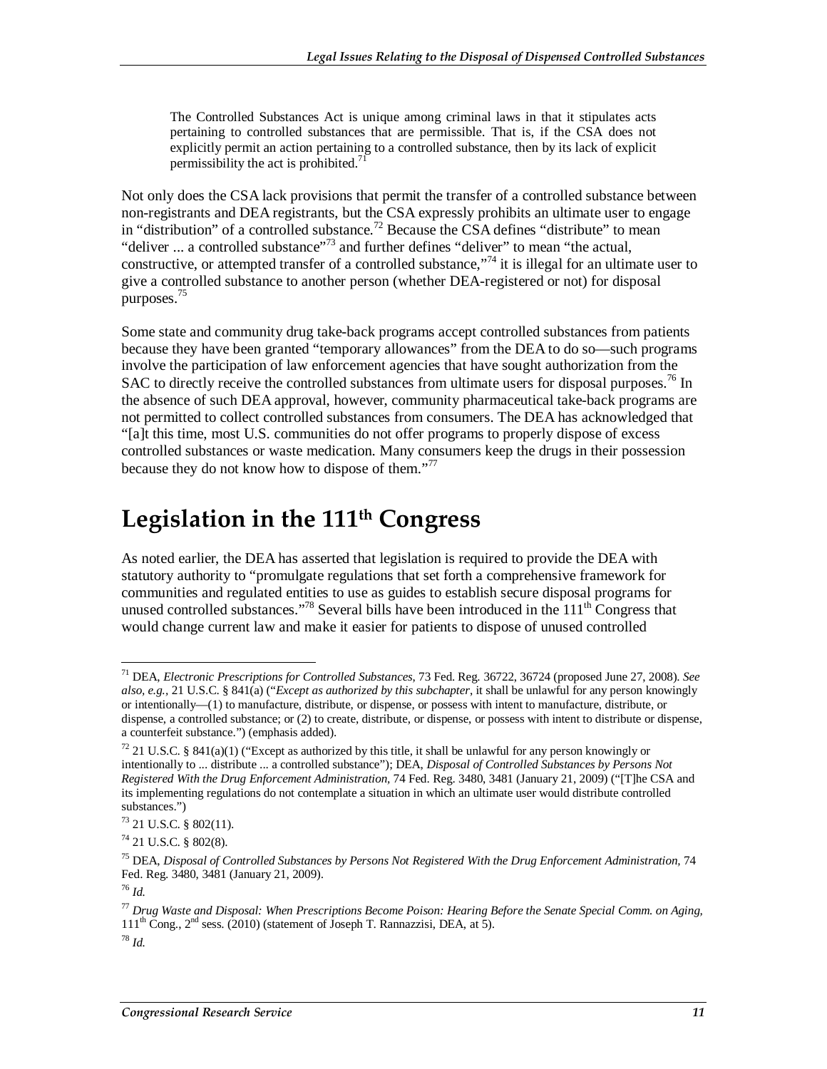> The Controlled Substances Act is unique among criminal laws in that it stipulates acts pertaining to controlled substances that are permissible. That is, if the CSA does not explicitly permit an action pertaining to a controlled substance, then by its lack of explicit permissibility the act is prohibited.[71]

Not only does the CSA lack provisions that permit the transfer of a controlled substance between non-registrants and DEA registrants, but the CSA expressly prohibits an ultimate user to engage in "distribution" of a controlled substance.[72] Because the CSA defines "distribute" to mean "deliver ... a controlled substance"[73] and further defines "deliver" to mean "the actual, constructive, or attempted transfer of a controlled substance,"[74] it is illegal for an ultimate user to give a controlled substance to another person (whether DEA-registered or not) for disposal purposes.[75]

Some state and community drug take-back programs accept controlled substances from patients because they have been granted "temporary allowances" from the DEA to do so—such programs involve the participation of law enforcement agencies that have sought authorization from the SAC to directly receive the controlled substances from ultimate users for disposal purposes.[76] In the absence of such DEA approval, however, community pharmaceutical take-back programs are not permitted to collect controlled substances from consumers. The DEA has acknowledged that "[a]t this time, most U.S. communities do not offer programs to properly dispose of excess controlled substances or waste medication. Many consumers keep the drugs in their possession because they do not know how to dispose of them."[77]

# Legislation in the 111th Congress

As noted earlier, the DEA has asserted that legislation is required to provide the DEA with statutory authority to "promulgate regulations that set forth a comprehensive framework for communities and regulated entities to use as guides to establish secure disposal programs for unused controlled substances."[78] Several bills have been introduced in the 111th Congress that would change current law and make it easier for patients to dispose of unused controlled

---

[71] DEA, *Electronic Prescriptions for Controlled Substances*, 73 Fed. Reg. 36722, 36724 (proposed June 27, 2008). *See also, e.g.*, 21 U.S.C. § 841(a) ("*Except as authorized by this subchapter*, it shall be unlawful for any person knowingly or intentionally—(1) to manufacture, distribute, or dispense, or possess with intent to manufacture, distribute, or dispense, a controlled substance; or (2) to create, distribute, or dispense, or possess with intent to distribute or dispense, a counterfeit substance.") (emphasis added).

[72] 21 U.S.C. § 841(a)(1) ("Except as authorized by this title, it shall be unlawful for any person knowingly or intentionally to ... distribute ... a controlled substance"); DEA, *Disposal of Controlled Substances by Persons Not Registered With the Drug Enforcement Administration*, 74 Fed. Reg. 3480, 3481 (January 21, 2009) ("[T]he CSA and its implementing regulations do not contemplate a situation in which an ultimate user would distribute controlled substances.")

[73] 21 U.S.C. § 802(11).

[74] 21 U.S.C. § 802(8).

[75] DEA, *Disposal of Controlled Substances by Persons Not Registered With the Drug Enforcement Administration*, 74 Fed. Reg. 3480, 3481 (January 21, 2009).

[76] *Id.*

[77] *Drug Waste and Disposal: When Prescriptions Become Poison: Hearing Before the Senate Special Comm. on Aging*, 111th Cong., 2nd sess. (2010) (statement of Joseph T. Rannazzisi, DEA, at 5).

[78] *Id.*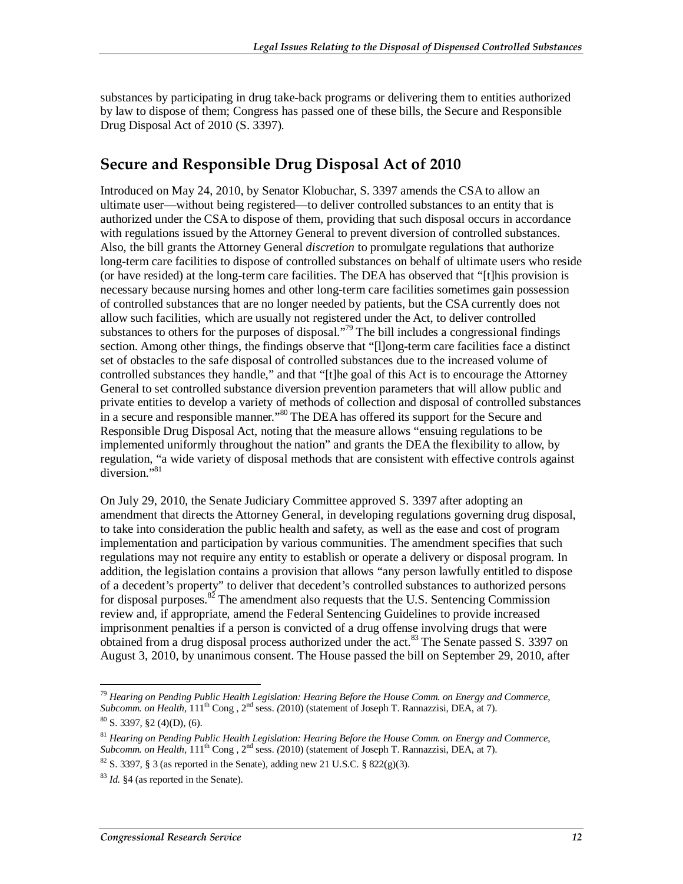substances by participating in drug take-back programs or delivering them to entities authorized by law to dispose of them; Congress has passed one of these bills, the Secure and Responsible Drug Disposal Act of 2010 (S. 3397).

## Secure and Responsible Drug Disposal Act of 2010

Introduced on May 24, 2010, by Senator Klobuchar, S. 3397 amends the CSA to allow an ultimate user—without being registered—to deliver controlled substances to an entity that is authorized under the CSA to dispose of them, providing that such disposal occurs in accordance with regulations issued by the Attorney General to prevent diversion of controlled substances. Also, the bill grants the Attorney General *discretion* to promulgate regulations that authorize long-term care facilities to dispose of controlled substances on behalf of ultimate users who reside (or have resided) at the long-term care facilities. The DEA has observed that "[t]his provision is necessary because nursing homes and other long-term care facilities sometimes gain possession of controlled substances that are no longer needed by patients, but the CSA currently does not allow such facilities, which are usually not registered under the Act, to deliver controlled substances to others for the purposes of disposal."[79] The bill includes a congressional findings section. Among other things, the findings observe that "[l]ong-term care facilities face a distinct set of obstacles to the safe disposal of controlled substances due to the increased volume of controlled substances they handle," and that "[t]he goal of this Act is to encourage the Attorney General to set controlled substance diversion prevention parameters that will allow public and private entities to develop a variety of methods of collection and disposal of controlled substances in a secure and responsible manner."[80] The DEA has offered its support for the Secure and Responsible Drug Disposal Act, noting that the measure allows "ensuing regulations to be implemented uniformly throughout the nation" and grants the DEA the flexibility to allow, by regulation, "a wide variety of disposal methods that are consistent with effective controls against diversion."[81]

On July 29, 2010, the Senate Judiciary Committee approved S. 3397 after adopting an amendment that directs the Attorney General, in developing regulations governing drug disposal, to take into consideration the public health and safety, as well as the ease and cost of program implementation and participation by various communities. The amendment specifies that such regulations may not require any entity to establish or operate a delivery or disposal program. In addition, the legislation contains a provision that allows "any person lawfully entitled to dispose of a decedent's property" to deliver that decedent's controlled substances to authorized persons for disposal purposes.[82] The amendment also requests that the U.S. Sentencing Commission review and, if appropriate, amend the Federal Sentencing Guidelines to provide increased imprisonment penalties if a person is convicted of a drug offense involving drugs that were obtained from a drug disposal process authorized under the act.[83] The Senate passed S. 3397 on August 3, 2010, by unanimous consent. The House passed the bill on September 29, 2010, after

---

[79] *Hearing on Pending Public Health Legislation: Hearing Before the House Comm. on Energy and Commerce, Subcomm. on Health*, 111th Cong , 2nd sess. (2010) (statement of Joseph T. Rannazzisi, DEA, at 7).

[80] S. 3397, §2 (4)(D), (6).

[81] *Hearing on Pending Public Health Legislation: Hearing Before the House Comm. on Energy and Commerce, Subcomm. on Health*, 111th Cong , 2nd sess. (2010) (statement of Joseph T. Rannazzisi, DEA, at 7).

[82] S. 3397, § 3 (as reported in the Senate), adding new 21 U.S.C. § 822(g)(3).

[83] *Id.* §4 (as reported in the Senate).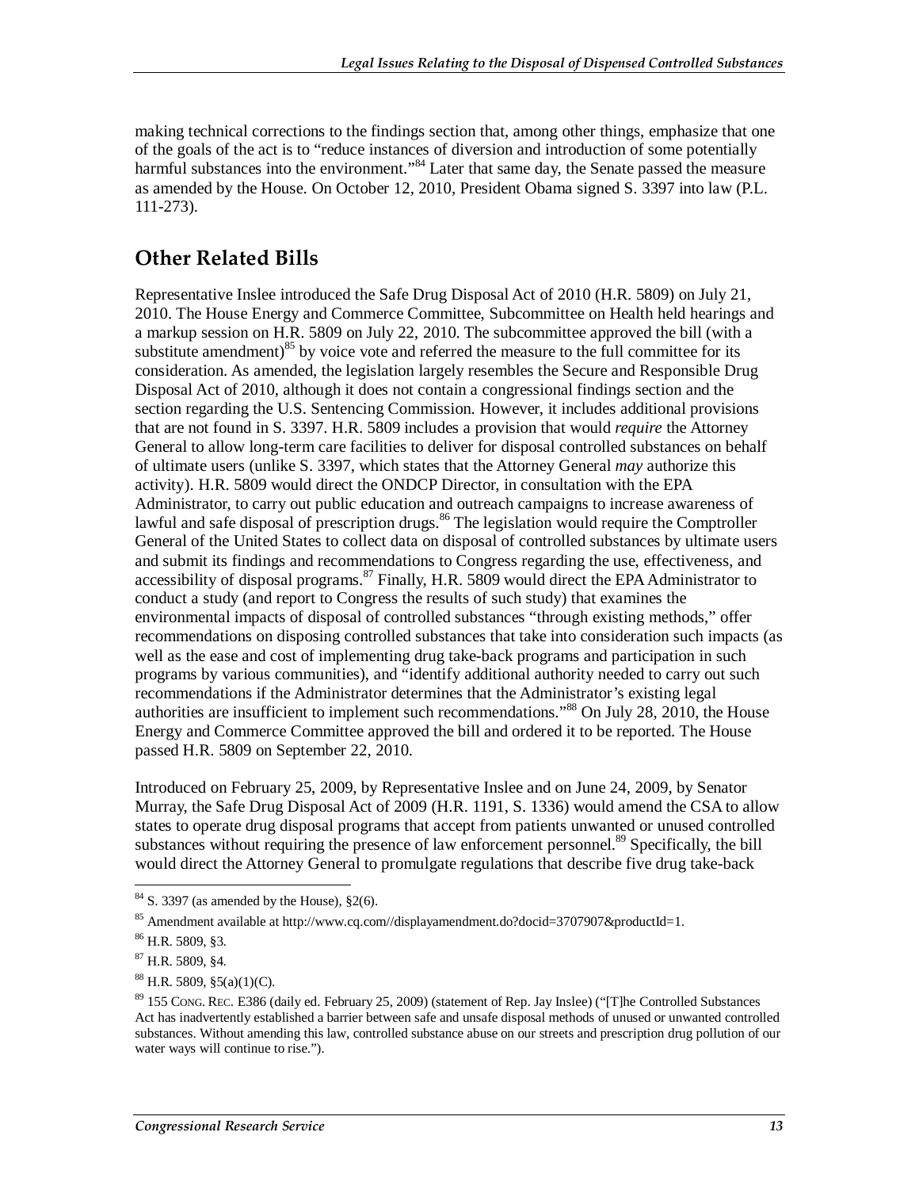making technical corrections to the findings section that, among other things, emphasize that one of the goals of the act is to "reduce instances of diversion and introduction of some potentially harmful substances into the environment."[84] Later that same day, the Senate passed the measure as amended by the House. On October 12, 2010, President Obama signed S. 3397 into law (P.L. 111-273).

## Other Related Bills

Representative Inslee introduced the Safe Drug Disposal Act of 2010 (H.R. 5809) on July 21, 2010. The House Energy and Commerce Committee, Subcommittee on Health held hearings and a markup session on H.R. 5809 on July 22, 2010. The subcommittee approved the bill (with a substitute amendment)[85] by voice vote and referred the measure to the full committee for its consideration. As amended, the legislation largely resembles the Secure and Responsible Drug Disposal Act of 2010, although it does not contain a congressional findings section and the section regarding the U.S. Sentencing Commission. However, it includes additional provisions that are not found in S. 3397. H.R. 5809 includes a provision that would *require* the Attorney General to allow long-term care facilities to deliver for disposal controlled substances on behalf of ultimate users (unlike S. 3397, which states that the Attorney General *may* authorize this activity). H.R. 5809 would direct the ONDCP Director, in consultation with the EPA Administrator, to carry out public education and outreach campaigns to increase awareness of lawful and safe disposal of prescription drugs.[86] The legislation would require the Comptroller General of the United States to collect data on disposal of controlled substances by ultimate users and submit its findings and recommendations to Congress regarding the use, effectiveness, and accessibility of disposal programs.[87] Finally, H.R. 5809 would direct the EPA Administrator to conduct a study (and report to Congress the results of such study) that examines the environmental impacts of disposal of controlled substances "through existing methods," offer recommendations on disposing controlled substances that take into consideration such impacts (as well as the ease and cost of implementing drug take-back programs and participation in such programs by various communities), and "identify additional authority needed to carry out such recommendations if the Administrator determines that the Administrator's existing legal authorities are insufficient to implement such recommendations."[88] On July 28, 2010, the House Energy and Commerce Committee approved the bill and ordered it to be reported. The House passed H.R. 5809 on September 22, 2010.

Introduced on February 25, 2009, by Representative Inslee and on June 24, 2009, by Senator Murray, the Safe Drug Disposal Act of 2009 (H.R. 1191, S. 1336) would amend the CSA to allow states to operate drug disposal programs that accept from patients unwanted or unused controlled substances without requiring the presence of law enforcement personnel.[89] Specifically, the bill would direct the Attorney General to promulgate regulations that describe five drug take-back

---

[84] S. 3397 (as amended by the House), §2(6).

[85] Amendment available at http://www.cq.com//displayamendment.do?docid=3707907&productId=1.

[86] H.R. 5809, §3.

[87] H.R. 5809, §4.

[88] H.R. 5809, §5(a)(1)(C).

[89] 155 CONG. REC. E386 (daily ed. February 25, 2009) (statement of Rep. Jay Inslee) ("[T]he Controlled Substances Act has inadvertently established a barrier between safe and unsafe disposal methods of unused or unwanted controlled substances. Without amending this law, controlled substance abuse on our streets and prescription drug pollution of our water ways will continue to rise.").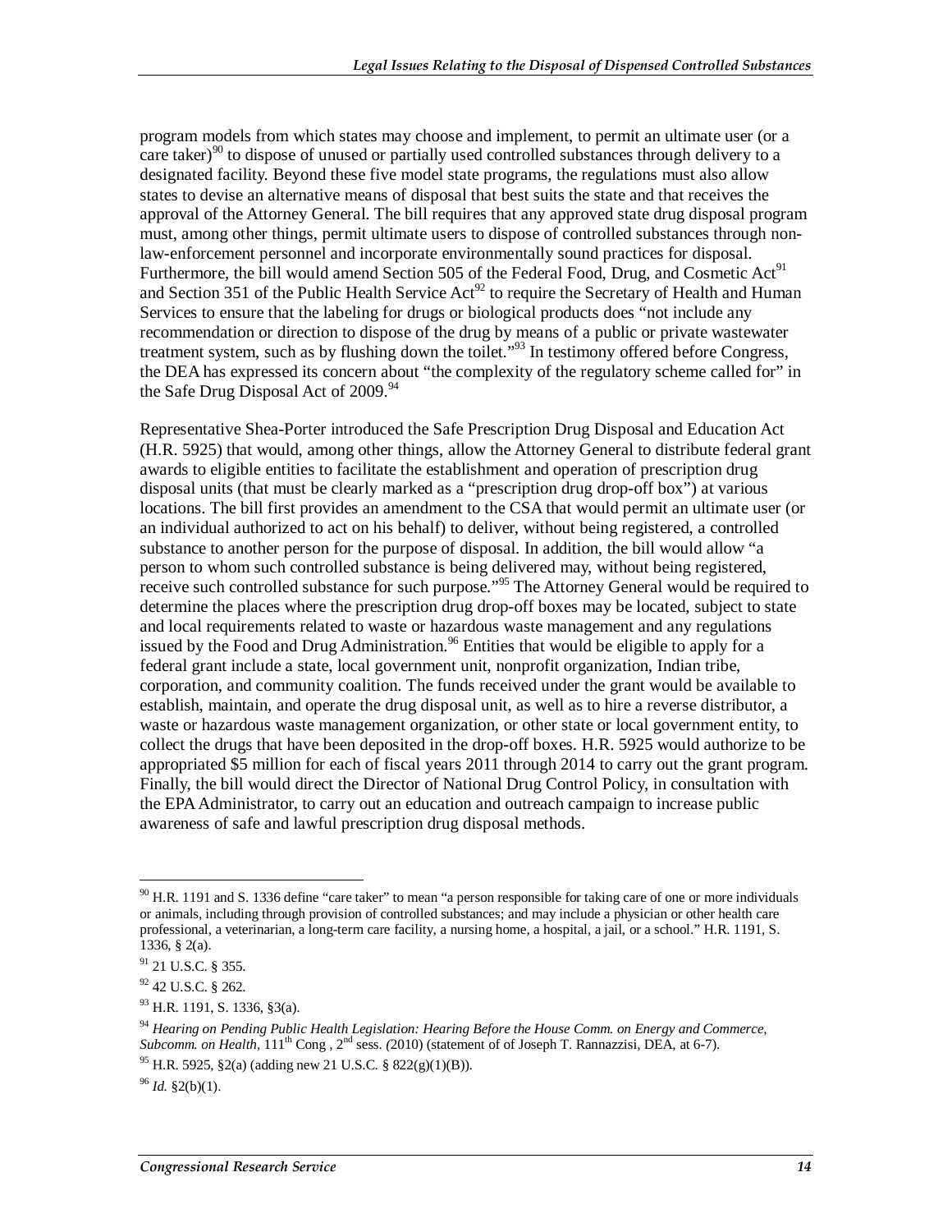program models from which states may choose and implement, to permit an ultimate user (or a care taker)[90] to dispose of unused or partially used controlled substances through delivery to a designated facility. Beyond these five model state programs, the regulations must also allow states to devise an alternative means of disposal that best suits the state and that receives the approval of the Attorney General. The bill requires that any approved state drug disposal program must, among other things, permit ultimate users to dispose of controlled substances through non-law-enforcement personnel and incorporate environmentally sound practices for disposal. Furthermore, the bill would amend Section 505 of the Federal Food, Drug, and Cosmetic Act[91] and Section 351 of the Public Health Service Act[92] to require the Secretary of Health and Human Services to ensure that the labeling for drugs or biological products does "not include any recommendation or direction to dispose of the drug by means of a public or private wastewater treatment system, such as by flushing down the toilet."[93] In testimony offered before Congress, the DEA has expressed its concern about "the complexity of the regulatory scheme called for" in the Safe Drug Disposal Act of 2009.[94]

Representative Shea-Porter introduced the Safe Prescription Drug Disposal and Education Act (H.R. 5925) that would, among other things, allow the Attorney General to distribute federal grant awards to eligible entities to facilitate the establishment and operation of prescription drug disposal units (that must be clearly marked as a "prescription drug drop-off box") at various locations. The bill first provides an amendment to the CSA that would permit an ultimate user (or an individual authorized to act on his behalf) to deliver, without being registered, a controlled substance to another person for the purpose of disposal. In addition, the bill would allow "a person to whom such controlled substance is being delivered may, without being registered, receive such controlled substance for such purpose."[95] The Attorney General would be required to determine the places where the prescription drug drop-off boxes may be located, subject to state and local requirements related to waste or hazardous waste management and any regulations issued by the Food and Drug Administration.[96] Entities that would be eligible to apply for a federal grant include a state, local government unit, nonprofit organization, Indian tribe, corporation, and community coalition. The funds received under the grant would be available to establish, maintain, and operate the drug disposal unit, as well as to hire a reverse distributor, a waste or hazardous waste management organization, or other state or local government entity, to collect the drugs that have been deposited in the drop-off boxes. H.R. 5925 would authorize to be appropriated $5 million for each of fiscal years 2011 through 2014 to carry out the grant program. Finally, the bill would direct the Director of National Drug Control Policy, in consultation with the EPA Administrator, to carry out an education and outreach campaign to increase public awareness of safe and lawful prescription drug disposal methods.

---

[90] H.R. 1191 and S. 1336 define "care taker" to mean "a person responsible for taking care of one or more individuals or animals, including through provision of controlled substances; and may include a physician or other health care professional, a veterinarian, a long-term care facility, a nursing home, a hospital, a jail, or a school." H.R. 1191, S. 1336, § 2(a).

[91] 21 U.S.C. § 355.

[92] 42 U.S.C. § 262.

[93] H.R. 1191, S. 1336, §3(a).

[94] *Hearing on Pending Public Health Legislation: Hearing Before the House Comm. on Energy and Commerce, Subcomm. on Health*, 111th Cong , 2nd sess. (2010) (statement of of Joseph T. Rannazzisi, DEA, at 6-7).

[95] H.R. 5925, §2(a) (adding new 21 U.S.C. § 822(g)(1)(B)).

[96] *Id.* §2(b)(1).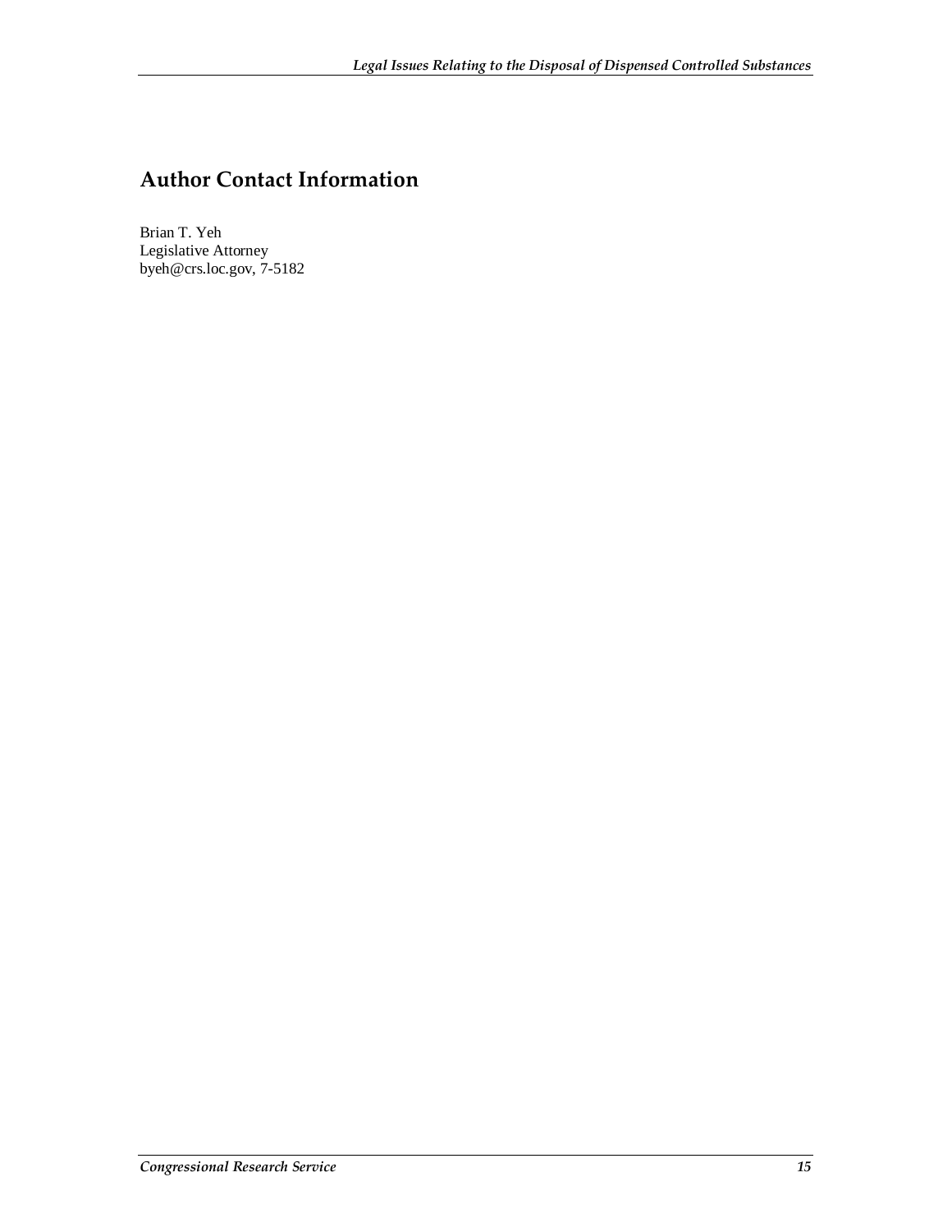## Author Contact Information

Brian T. Yeh
Legislative Attorney
byeh@crs.loc.gov, 7-5182